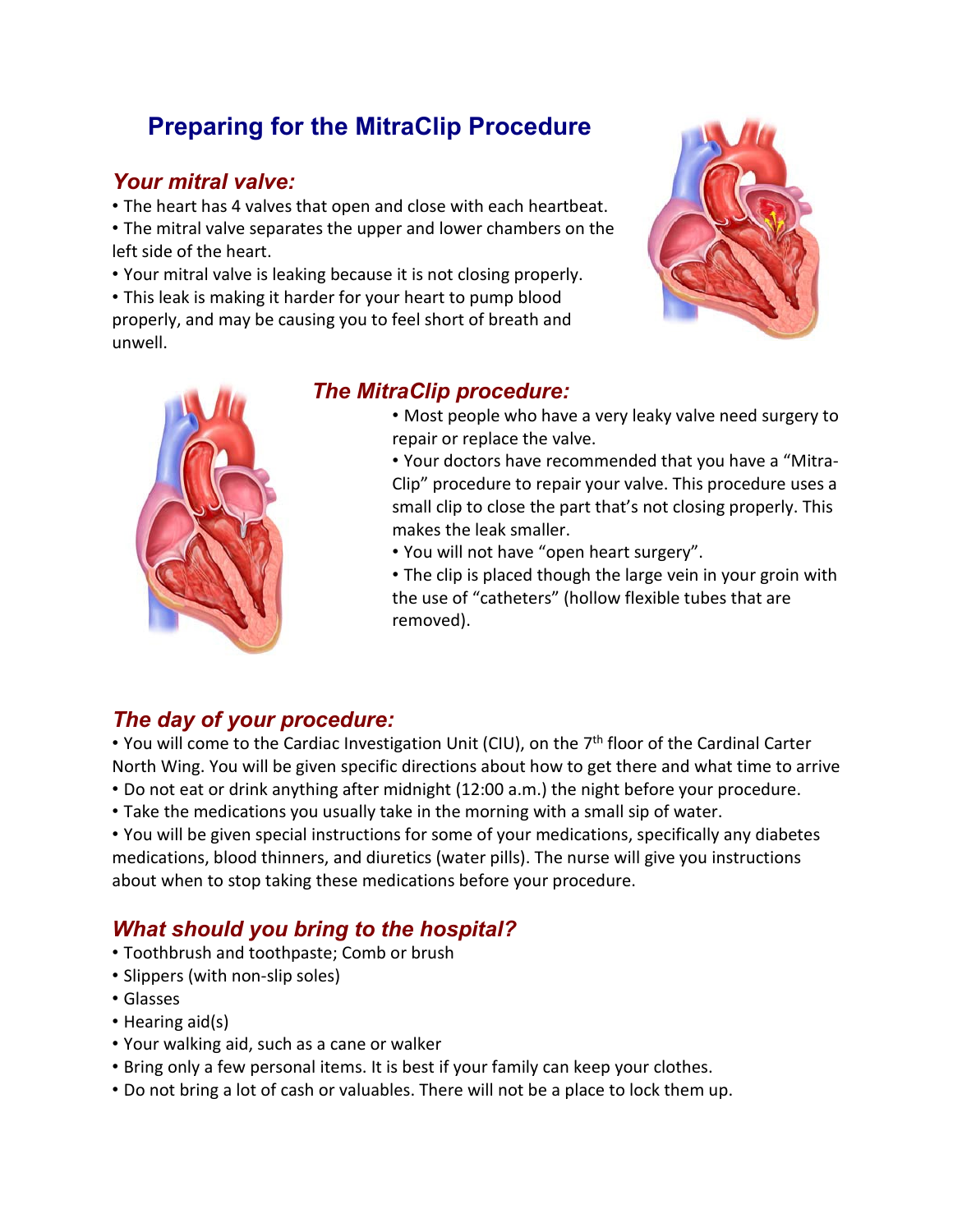# Preparing for the MitraClip Procedure

## *Your mitral valve:*

- The heart has 4 valves that open and close with each heartbeat.
- The mitral valve separates the upper and lower chambers on the left side of the heart.
- Your mitral valve is leaking because it is not closing properly.
- This leak is making it harder for your heart to pump blood properly, and may be causing you to feel short of breath and unwell.

## *The MitraClip procedure:*

- Most people who have a very leaky valve need surgery to repair or replace the valve.
- Your doctors have recommended that you have a "Mitra-Clip" procedure to repair your valve. This procedure uses a small clip to close the part that's not closing properly. This makes the leak smaller.
- You will not have "open heart surgery".
- The clip is placed though the large vein in your groin with the use of "catheters" (hollow flexible tubes that are removed).

## *The day of your procedure:*

- You will come to the Cardiac Investigation Unit (CIU), on the 7th floor of the Cardinal Carter North Wing. You will be given specific directions about how to get there and what time to arrive
- Do not eat or drink anything after midnight (12:00 a.m.) the night before your procedure.
- Take the medications you usually take in the morning with a small sip of water.
- You will be given special instructions for some of your medications, specifically any diabetes medications, blood thinners, and diuretics (water pills). The nurse will give you instructions about when to stop taking these medications before your procedure.

## *What should you bring to the hospital?*

- Toothbrush and toothpaste; Comb or brush
- Slippers (with non-slip soles)
- Glasses
- Hearing aid(s)
- Your walking aid, such as a cane or walker
- Bring only a few personal items. It is best if your family can keep your clothes.
- Do not bring a lot of cash or valuables. There will not be a place to lock them up.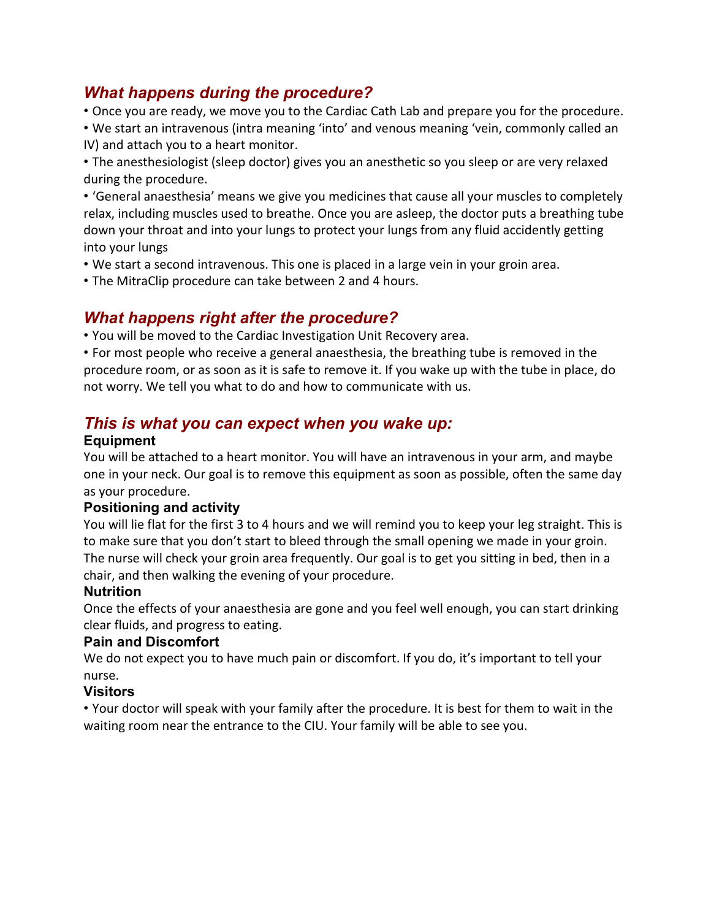## *What happens during the procedure?*

• Once you are ready, we move you to the Cardiac Cath Lab and prepare you for the procedure.

• We start an intravenous (intra meaning 'into' and venous meaning 'vein, commonly called an IV) and attach you to a heart monitor.

• The anesthesiologist (sleep doctor) gives you an anesthetic so you sleep or are very relaxed during the procedure.

• 'General anaesthesia' means we give you medicines that cause all your muscles to completely relax, including muscles used to breathe. Once you are asleep, the doctor puts a breathing tube down your throat and into your lungs to protect your lungs from any fluid accidently getting into your lungs

• We start a second intravenous. This one is placed in a large vein in your groin area.

• The MitraClip procedure can take between 2 and 4 hours.

## *What happens right after the procedure?*

• You will be moved to the Cardiac Investigation Unit Recovery area.

• For most people who receive a general anaesthesia, the breathing tube is removed in the procedure room, or as soon as it is safe to remove it. If you wake up with the tube in place, do not worry. We tell you what to do and how to communicate with us.

## *This is what you can expect when you wake up:*

### Equipment

You will be attached to a heart monitor. You will have an intravenous in your arm, and maybe one in your neck. Our goal is to remove this equipment as soon as possible, often the same day as your procedure.

### Positioning and activity

You will lie flat for the first 3 to 4 hours and we will remind you to keep your leg straight. This is to make sure that you don't start to bleed through the small opening we made in your groin. The nurse will check your groin area frequently. Our goal is to get you sitting in bed, then in a chair, and then walking the evening of your procedure.

### Nutrition

Once the effects of your anaesthesia are gone and you feel well enough, you can start drinking clear fluids, and progress to eating.

### Pain and Discomfort

We do not expect you to have much pain or discomfort. If you do, it's important to tell your nurse.

### Visitors

• Your doctor will speak with your family after the procedure. It is best for them to wait in the waiting room near the entrance to the CIU. Your family will be able to see you.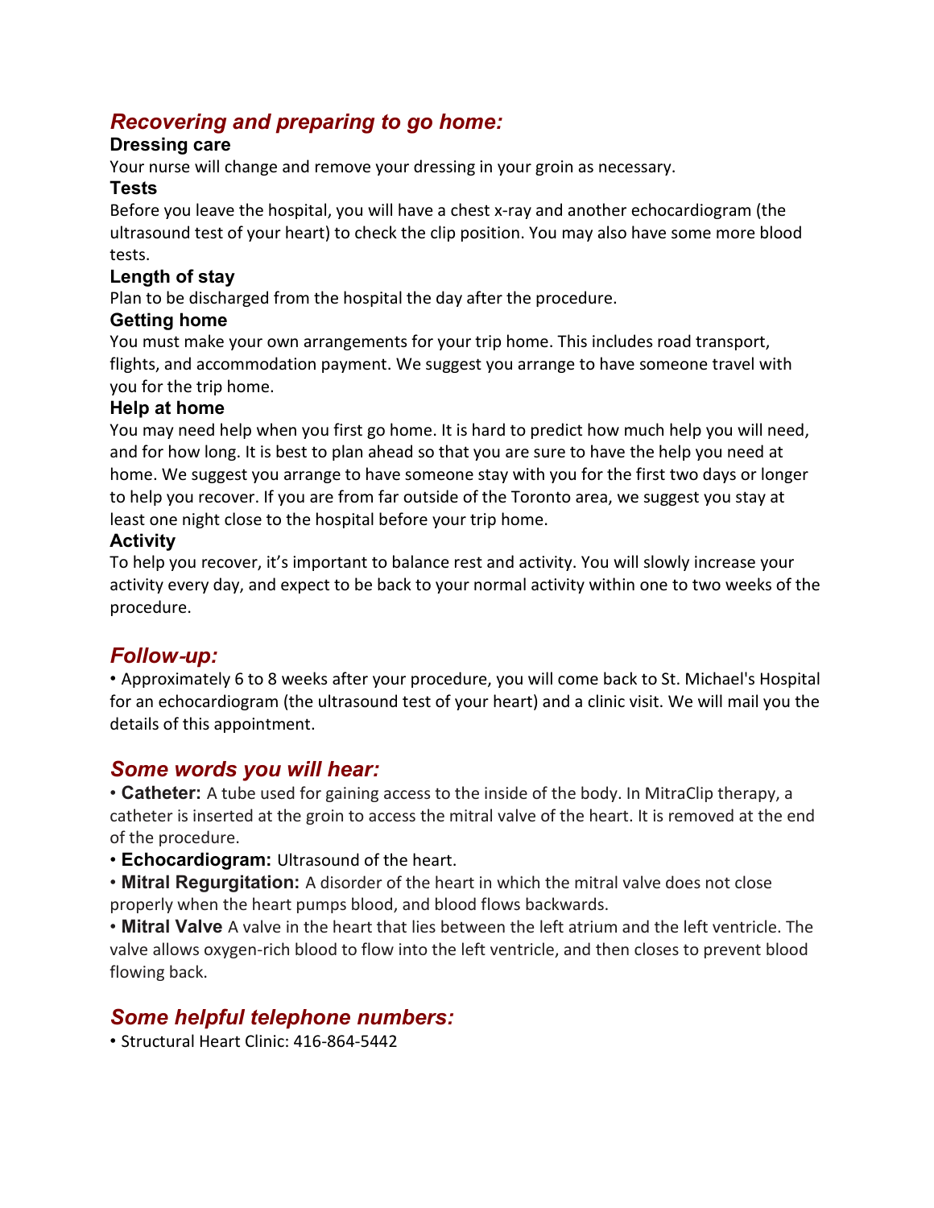## *Recovering and preparing to go home:*

### Dressing care

Your nurse will change and remove your dressing in your groin as necessary.

### Tests

Before you leave the hospital, you will have a chest x-ray and another echocardiogram (the ultrasound test of your heart) to check the clip position. You may also have some more blood tests.

### Length of stay

Plan to be discharged from the hospital the day after the procedure.

### Getting home

You must make your own arrangements for your trip home. This includes road transport, flights, and accommodation payment. We suggest you arrange to have someone travel with you for the trip home.

### Help at home

You may need help when you first go home. It is hard to predict how much help you will need, and for how long. It is best to plan ahead so that you are sure to have the help you need at home. We suggest you arrange to have someone stay with you for the first two days or longer to help you recover. If you are from far outside of the Toronto area, we suggest you stay at least one night close to the hospital before your trip home.

### Activity

To help you recover, it's important to balance rest and activity. You will slowly increase your activity every day, and expect to be back to your normal activity within one to two weeks of the procedure.

## *Follow-up:*

- Approximately 6 to 8 weeks after your procedure, you will come back to St. Michael's Hospital for an echocardiogram (the ultrasound test of your heart) and a clinic visit. We will mail you the details of this appointment.

## *Some words you will hear:*

- **Catheter:** A tube used for gaining access to the inside of the body. In MitraClip therapy, a catheter is inserted at the groin to access the mitral valve of the heart. It is removed at the end of the procedure.
- **Echocardiogram:** Ultrasound of the heart.
- **Mitral Regurgitation:** A disorder of the heart in which the mitral valve does not close properly when the heart pumps blood, and blood flows backwards.
- **Mitral Valve** A valve in the heart that lies between the left atrium and the left ventricle. The valve allows oxygen-rich blood to flow into the left ventricle, and then closes to prevent blood flowing back.

## *Some helpful telephone numbers:*

- Structural Heart Clinic: 416-864-5442